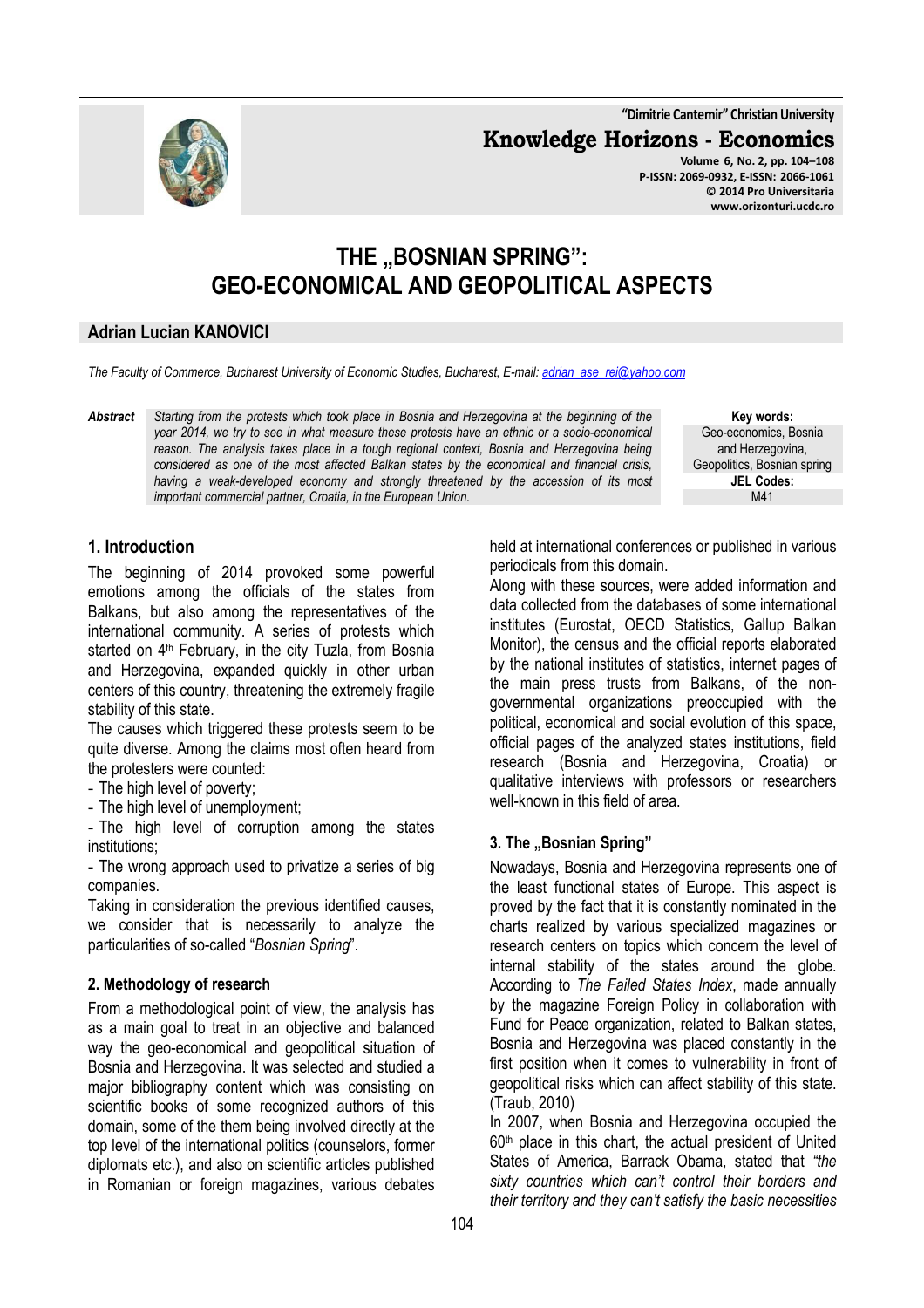# THE „BOSNIAN SPRING": GEO-ECONOMICAL AND GEOPOLITICAL ASPECTS

**Adrian Lucian KANOVICI**

*The Faculty of Commerce, Bucharest University of Economic Studies, Bucharest, E-mail: adrian_ase_rei@yahoo.com*

***Abstract*** *Starting from the protests which took place in Bosnia and Herzegovina at the beginning of the year 2014, we try to see in what measure these protests have an ethnic or a socio-economical reason. The analysis takes place in a tough regional context, Bosnia and Herzegovina being considered as one of the most affected Balkan states by the economical and financial crisis, having a weak-developed economy and strongly threatened by the accession of its most important commercial partner, Croatia, in the European Union.*

**Key words:** Geo-economics, Bosnia and Herzegovina, Geopolitics, Bosnian spring

**JEL Codes:** M41

## 1. Introduction

The beginning of 2014 provoked some powerful emotions among the officials of the states from Balkans, but also among the representatives of the international community. A series of protests which started on 4th February, in the city Tuzla, from Bosnia and Herzegovina, expanded quickly in other urban centers of this country, threatening the extremely fragile stability of this state.

The causes which triggered these protests seem to be quite diverse. Among the claims most often heard from the protesters were counted:

- The high level of poverty;
- The high level of unemployment;
- The high level of corruption among the states institutions;
- The wrong approach used to privatize a series of big companies.

Taking in consideration the previous identified causes, we consider that is necessarily to analyze the particularities of so-called "*Bosnian Spring*".

### 2. Methodology of research

From a methodological point of view, the analysis has as a main goal to treat in an objective and balanced way the geo-economical and geopolitical situation of Bosnia and Herzegovina. It was selected and studied a major bibliography content which was consisting on scientific books of some recognized authors of this domain, some of the them being involved directly at the top level of the international politics (counselors, former diplomats etc.), and also on scientific articles published in Romanian or foreign magazines, various debates held at international conferences or published in various periodicals from this domain.

Along with these sources, were added information and data collected from the databases of some international institutes (Eurostat, OECD Statistics, Gallup Balkan Monitor), the census and the official reports elaborated by the national institutes of statistics, internet pages of the main press trusts from Balkans, of the non-governmental organizations preoccupied with the political, economical and social evolution of this space, official pages of the analyzed states institutions, field research (Bosnia and Herzegovina, Croatia) or qualitative interviews with professors or researchers well-known in this field of area.

### 3. The „Bosnian Spring"

Nowadays, Bosnia and Herzegovina represents one of the least functional states of Europe. This aspect is proved by the fact that it is constantly nominated in the charts realized by various specialized magazines or research centers on topics which concern the level of internal stability of the states around the globe. According to *The Failed States Index*, made annually by the magazine Foreign Policy in collaboration with Fund for Peace organization, related to Balkan states, Bosnia and Herzegovina was placed constantly in the first position when it comes to vulnerability in front of geopolitical risks which can affect stability of this state. (Traub, 2010)

In 2007, when Bosnia and Herzegovina occupied the 60th place in this chart, the actual president of United States of America, Barrack Obama, stated that *"the sixty countries which can't control their borders and their territory and they can't satisfy the basic necessities*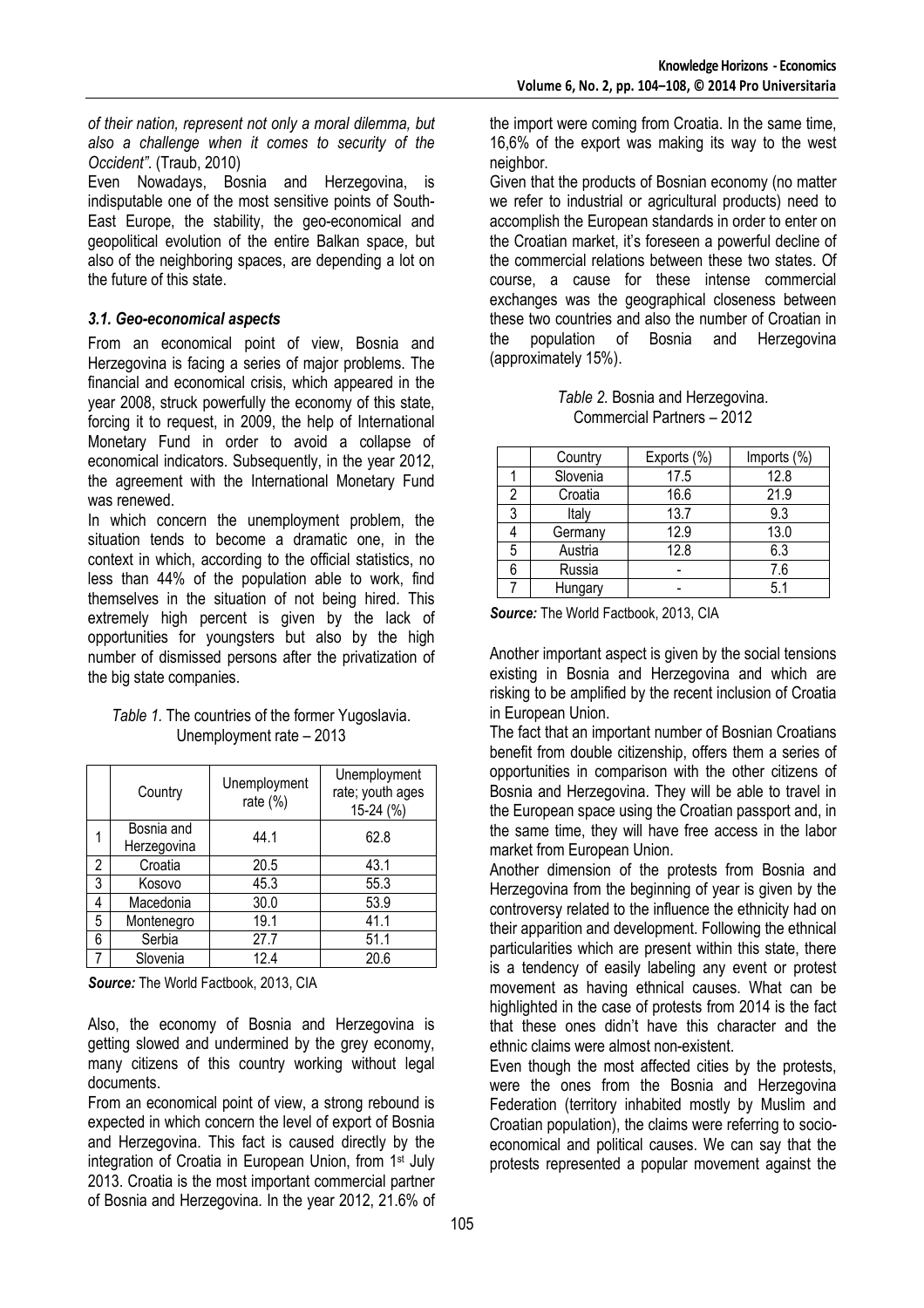*of their nation, represent not only a moral dilemma, but also a challenge when it comes to security of the Occident"*. (Traub, 2010)

Even Nowadays, Bosnia and Herzegovina, is indisputable one of the most sensitive points of South-East Europe, the stability, the geo-economical and geopolitical evolution of the entire Balkan space, but also of the neighboring spaces, are depending a lot on the future of this state.

### *3.1. Geo-economical aspects*

From an economical point of view, Bosnia and Herzegovina is facing a series of major problems. The financial and economical crisis, which appeared in the year 2008, struck powerfully the economy of this state, forcing it to request, in 2009, the help of International Monetary Fund in order to avoid a collapse of economical indicators. Subsequently, in the year 2012, the agreement with the International Monetary Fund was renewed.

In which concern the unemployment problem, the situation tends to become a dramatic one, in the context in which, according to the official statistics, no less than 44% of the population able to work, find themselves in the situation of not being hired. This extremely high percent is given by the lack of opportunities for youngsters but also by the high number of dismissed persons after the privatization of the big state companies.

*Table 1.* The countries of the former Yugoslavia. Unemployment rate – 2013

| | Country | Unemployment rate (%) | Unemployment rate; youth ages 15-24 (%) |
|---|---|---|---|
| 1 | Bosnia and Herzegovina | 44.1 | 62.8 |
| 2 | Croatia | 20.5 | 43.1 |
| 3 | Kosovo | 45.3 | 55.3 |
| 4 | Macedonia | 30.0 | 53.9 |
| 5 | Montenegro | 19.1 | 41.1 |
| 6 | Serbia | 27.7 | 51.1 |
| 7 | Slovenia | 12.4 | 20.6 |

***Source:*** The World Factbook, 2013, CIA

Also, the economy of Bosnia and Herzegovina is getting slowed and undermined by the grey economy, many citizens of this country working without legal documents.

From an economical point of view, a strong rebound is expected in which concern the level of export of Bosnia and Herzegovina. This fact is caused directly by the integration of Croatia in European Union, from 1st July 2013. Croatia is the most important commercial partner of Bosnia and Herzegovina. In the year 2012, 21.6% of the import were coming from Croatia. In the same time, 16,6% of the export was making its way to the west neighbor.

Given that the products of Bosnian economy (no matter we refer to industrial or agricultural products) need to accomplish the European standards in order to enter on the Croatian market, it's foreseen a powerful decline of the commercial relations between these two states. Of course, a cause for these intense commercial exchanges was the geographical closeness between these two countries and also the number of Croatian in the population of Bosnia and Herzegovina (approximately 15%).

*Table 2.* Bosnia and Herzegovina. Commercial Partners – 2012

| | Country | Exports (%) | Imports (%) |
|---|---|---|---|
| 1 | Slovenia | 17.5 | 12.8 |
| 2 | Croatia | 16.6 | 21.9 |
| 3 | Italy | 13.7 | 9.3 |
| 4 | Germany | 12.9 | 13.0 |
| 5 | Austria | 12.8 | 6.3 |
| 6 | Russia | - | 7.6 |
| 7 | Hungary | - | 5.1 |

***Source:*** The World Factbook, 2013, CIA

Another important aspect is given by the social tensions existing in Bosnia and Herzegovina and which are risking to be amplified by the recent inclusion of Croatia in European Union.

The fact that an important number of Bosnian Croatians benefit from double citizenship, offers them a series of opportunities in comparison with the other citizens of Bosnia and Herzegovina. They will be able to travel in the European space using the Croatian passport and, in the same time, they will have free access in the labor market from European Union.

Another dimension of the protests from Bosnia and Herzegovina from the beginning of year is given by the controversy related to the influence the ethnicity had on their apparition and development. Following the ethnical particularities which are present within this state, there is a tendency of easily labeling any event or protest movement as having ethnical causes. What can be highlighted in the case of protests from 2014 is the fact that these ones didn't have this character and the ethnic claims were almost non-existent.

Even though the most affected cities by the protests, were the ones from the Bosnia and Herzegovina Federation (territory inhabited mostly by Muslim and Croatian population), the claims were referring to socio-economical and political causes. We can say that the protests represented a popular movement against the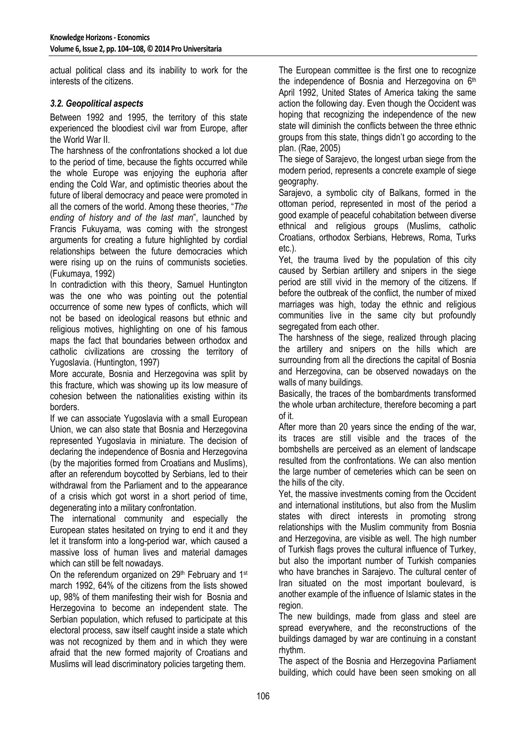actual political class and its inability to work for the interests of the citizens.

### *3.2. Geopolitical aspects*

Between 1992 and 1995, the territory of this state experienced the bloodiest civil war from Europe, after the World War II.

The harshness of the confrontations shocked a lot due to the period of time, because the fights occurred while the whole Europe was enjoying the euphoria after ending the Cold War, and optimistic theories about the future of liberal democracy and peace were promoted in all the corners of the world. Among these theories, "*The ending of history and of the last man*", launched by Francis Fukuyama, was coming with the strongest arguments for creating a future highlighted by cordial relationships between the future democracies which were rising up on the ruins of communists societies. (Fukumaya, 1992)

In contradiction with this theory, Samuel Huntington was the one who was pointing out the potential occurrence of some new types of conflicts, which will not be based on ideological reasons but ethnic and religious motives, highlighting on one of his famous maps the fact that boundaries between orthodox and catholic civilizations are crossing the territory of Yugoslavia. (Huntington, 1997)

More accurate, Bosnia and Herzegovina was split by this fracture, which was showing up its low measure of cohesion between the nationalities existing within its borders.

If we can associate Yugoslavia with a small European Union, we can also state that Bosnia and Herzegovina represented Yugoslavia in miniature. The decision of declaring the independence of Bosnia and Herzegovina (by the majorities formed from Croatians and Muslims), after an referendum boycotted by Serbians, led to their withdrawal from the Parliament and to the appearance of a crisis which got worst in a short period of time, degenerating into a military confrontation.

The international community and especially the European states hesitated on trying to end it and they let it transform into a long-period war, which caused a massive loss of human lives and material damages which can still be felt nowadays.

On the referendum organized on 29th February and 1st march 1992, 64% of the citizens from the lists showed up, 98% of them manifesting their wish for Bosnia and Herzegovina to become an independent state. The Serbian population, which refused to participate at this electoral process, saw itself caught inside a state which was not recognized by them and in which they were afraid that the new formed majority of Croatians and Muslims will lead discriminatory policies targeting them.

The European committee is the first one to recognize the independence of Bosnia and Herzegovina on 6th April 1992, United States of America taking the same action the following day. Even though the Occident was hoping that recognizing the independence of the new state will diminish the conflicts between the three ethnic groups from this state, things didn't go according to the plan. (Rae, 2005)

The siege of Sarajevo, the longest urban siege from the modern period, represents a concrete example of siege geography.

Sarajevo, a symbolic city of Balkans, formed in the ottoman period, represented in most of the period a good example of peaceful cohabitation between diverse ethnical and religious groups (Muslims, catholic Croatians, orthodox Serbians, Hebrews, Roma, Turks etc.).

Yet, the trauma lived by the population of this city caused by Serbian artillery and snipers in the siege period are still vivid in the memory of the citizens. If before the outbreak of the conflict, the number of mixed marriages was high, today the ethnic and religious communities live in the same city but profoundly segregated from each other.

The harshness of the siege, realized through placing the artillery and snipers on the hills which are surrounding from all the directions the capital of Bosnia and Herzegovina, can be observed nowadays on the walls of many buildings.

Basically, the traces of the bombardments transformed the whole urban architecture, therefore becoming a part of it.

After more than 20 years since the ending of the war, its traces are still visible and the traces of the bombshells are perceived as an element of landscape resulted from the confrontations. We can also mention the large number of cemeteries which can be seen on the hills of the city.

Yet, the massive investments coming from the Occident and international institutions, but also from the Muslim states with direct interests in promoting strong relationships with the Muslim community from Bosnia and Herzegovina, are visible as well. The high number of Turkish flags proves the cultural influence of Turkey, but also the important number of Turkish companies who have branches in Sarajevo. The cultural center of Iran situated on the most important boulevard, is another example of the influence of Islamic states in the region.

The new buildings, made from glass and steel are spread everywhere, and the reconstructions of the buildings damaged by war are continuing in a constant rhythm.

The aspect of the Bosnia and Herzegovina Parliament building, which could have been seen smoking on all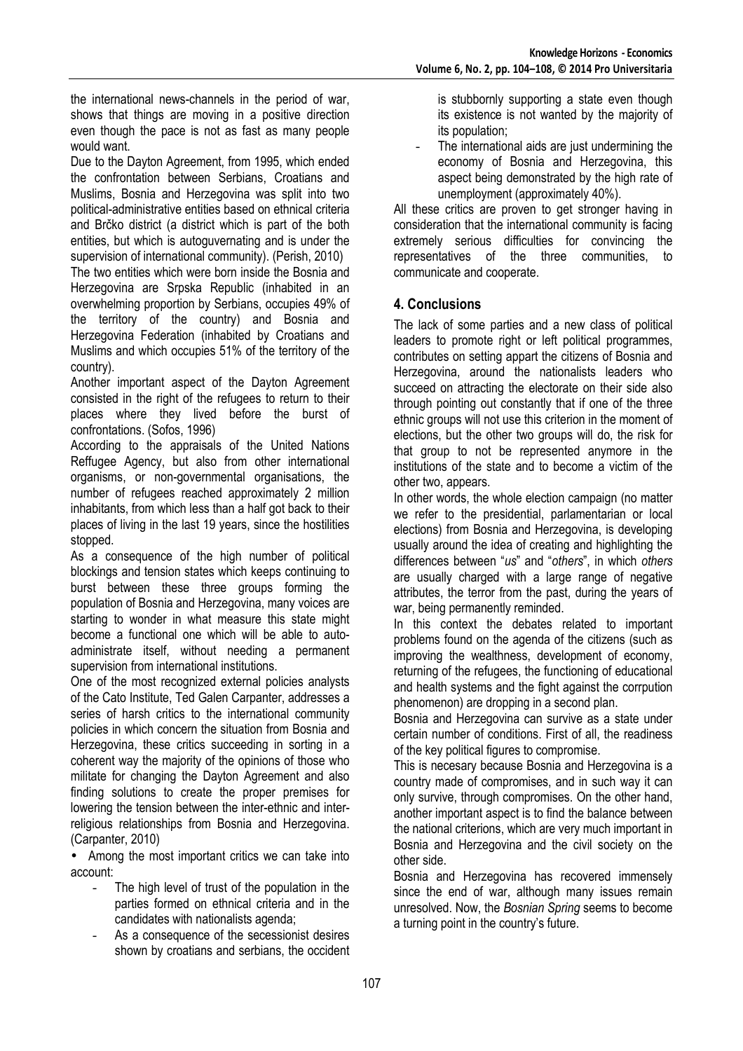the international news-channels in the period of war, shows that things are moving in a positive direction even though the pace is not as fast as many people would want.

Due to the Dayton Agreement, from 1995, which ended the confrontation between Serbians, Croatians and Muslims, Bosnia and Herzegovina was split into two political-administrative entities based on ethnical criteria and Brčko district (a district which is part of the both entities, but which is autoguvernating and is under the supervision of international community). (Perish, 2010)

The two entities which were born inside the Bosnia and Herzegovina are Srpska Republic (inhabited in an overwhelming proportion by Serbians, occupies 49% of the territory of the country) and Bosnia and Herzegovina Federation (inhabited by Croatians and Muslims and which occupies 51% of the territory of the country).

Another important aspect of the Dayton Agreement consisted in the right of the refugees to return to their places where they lived before the burst of confrontations. (Sofos, 1996)

According to the appraisals of the United Nations Reffugee Agency, but also from other international organisms, or non-governmental organisations, the number of refugees reached approximately 2 million inhabitants, from which less than a half got back to their places of living in the last 19 years, since the hostilities stopped.

As a consequence of the high number of political blockings and tension states which keeps continuing to burst between these three groups forming the population of Bosnia and Herzegovina, many voices are starting to wonder in what measure this state might become a functional one which will be able to auto-administrate itself, without needing a permanent supervision from international institutions.

One of the most recognized external policies analysts of the Cato Institute, Ted Galen Carpanter, addresses a series of harsh critics to the international community policies in which concern the situation from Bosnia and Herzegovina, these critics succeeding in sorting in a coherent way the majority of the opinions of those who militate for changing the Dayton Agreement and also finding solutions to create the proper premises for lowering the tension between the inter-ethnic and inter-religious relationships from Bosnia and Herzegovina. (Carpanter, 2010)

- Among the most important critics we can take into account:
  - The high level of trust of the population in the parties formed on ethnical criteria and in the candidates with nationalists agenda;
  - As a consequence of the secessionist desires shown by croatians and serbians, the occident is stubbornly supporting a state even though its existence is not wanted by the majority of its population;
  - The international aids are just undermining the economy of Bosnia and Herzegovina, this aspect being demonstrated by the high rate of unemployment (approximately 40%).

All these critics are proven to get stronger having in consideration that the international community is facing extremely serious difficulties for convincing the representatives of the three communities, to communicate and cooperate.

## 4. Conclusions

The lack of some parties and a new class of political leaders to promote right or left political programmes, contributes on setting appart the citizens of Bosnia and Herzegovina, around the nationalists leaders who succeed on attracting the electorate on their side also through pointing out constantly that if one of the three ethnic groups will not use this criterion in the moment of elections, but the other two groups will do, the risk for that group to not be represented anymore in the institutions of the state and to become a victim of the other two, appears.

In other words, the whole election campaign (no matter we refer to the presidential, parlamentarian or local elections) from Bosnia and Herzegovina, is developing usually around the idea of creating and highlighting the differences between "*us*" and "*others*", in which *others* are usually charged with a large range of negative attributes, the terror from the past, during the years of war, being permanently reminded.

In this context the debates related to important problems found on the agenda of the citizens (such as improving the wealthness, development of economy, returning of the refugees, the functioning of educational and health systems and the fight against the corrpution phenomenon) are dropping in a second plan.

Bosnia and Herzegovina can survive as a state under certain number of conditions. First of all, the readiness of the key political figures to compromise.

This is necesary because Bosnia and Herzegovina is a country made of compromises, and in such way it can only survive, through compromises. On the other hand, another important aspect is to find the balance between the national criterions, which are very much important in Bosnia and Herzegovina and the civil society on the other side.

Bosnia and Herzegovina has recovered immensely since the end of war, although many issues remain unresolved. Now, the *Bosnian Spring* seems to become a turning point in the country's future.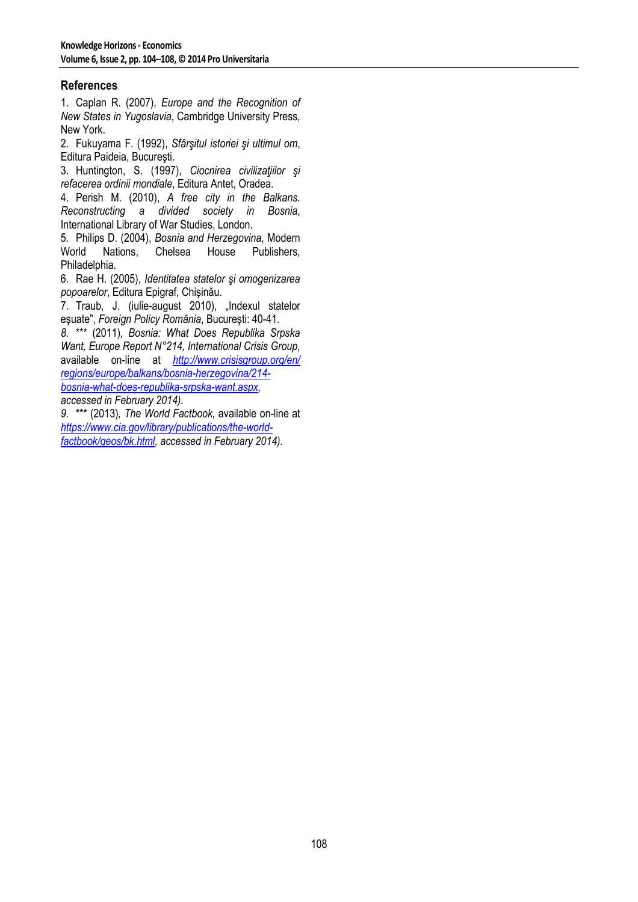## References

1. Caplan R. (2007), *Europe and the Recognition of New States in Yugoslavia*, Cambridge University Press, New York.
2. Fukuyama F. (1992), *Sfârşitul istoriei şi ultimul om*, Editura Paideia, Bucureşti.
3. Huntington, S. (1997), *Ciocnirea civilizaţiilor şi refacerea ordinii mondiale*, Editura Antet, Oradea.
4. Perish M. (2010), *A free city in the Balkans. Reconstructing a divided society in Bosnia*, International Library of War Studies, London.
5. Philips D. (2004), *Bosnia and Herzegovina*, Modern World Nations, Chelsea House Publishers, Philadelphia.
6. Rae H. (2005), *Identitatea statelor şi omogenizarea popoarelor*, Editura Epigraf, Chişinău.
7. Traub, J. (iulie-august 2010), „Indexul statelor eşuate", *Foreign Policy România*, Bucureşti: 40-41.
8. *** (2011), *Bosnia: What Does Republika Srpska Want, Europe Report N°214, International Crisis Group,* available on-line at *http://www.crisisgroup.org/en/regions/europe/balkans/bosnia-herzegovina/214-bosnia-what-does-republika-srpska-want.aspx, accessed in February 2014).*
9. *** (2013), *The World Factbook,* available on-line at *https://www.cia.gov/library/publications/the-world-factbook/geos/bk.html, accessed in February 2014).*